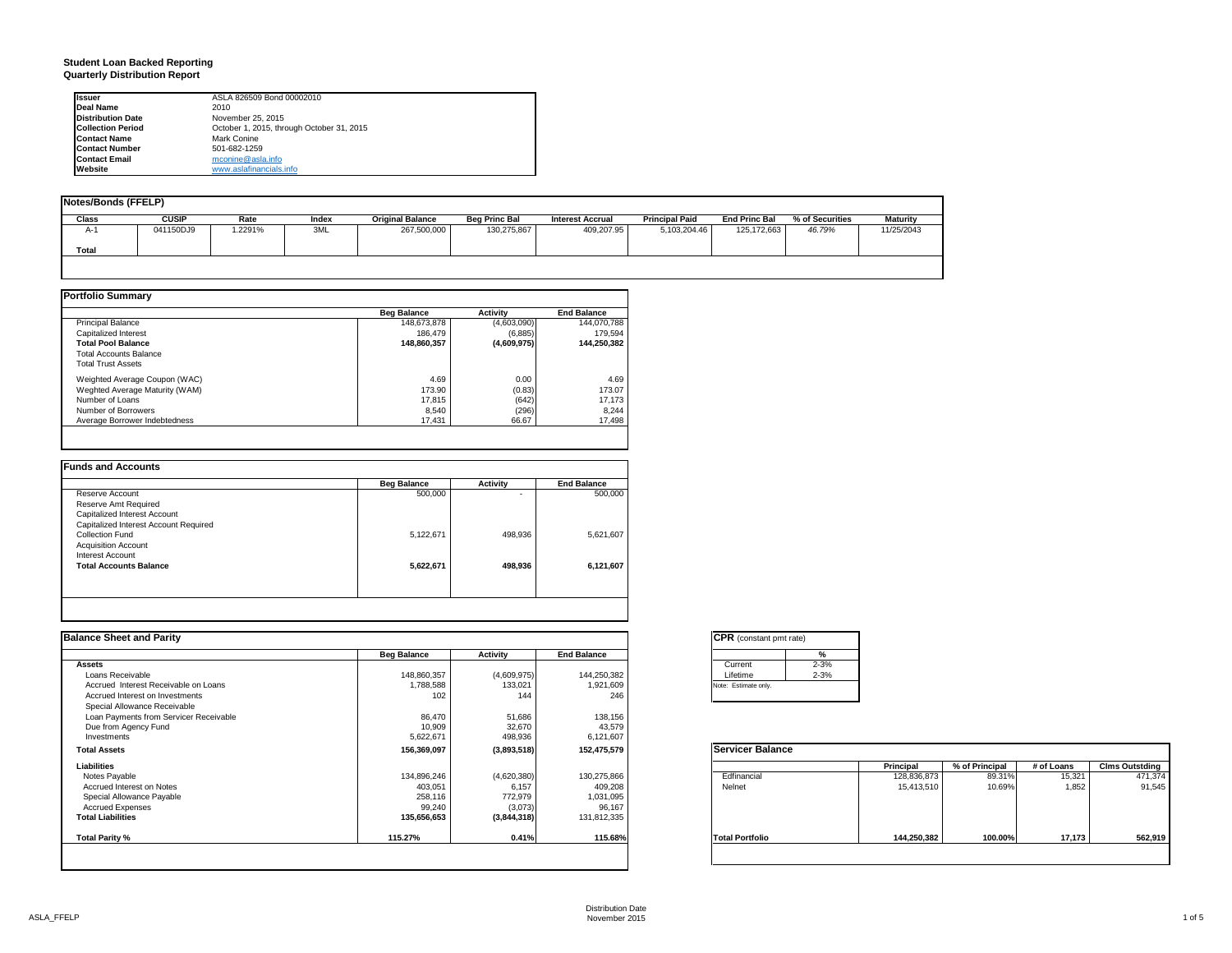**Student Loan Backed Reporting**
**Quarterly Distribution Report**

| | |
|---|---|
| **Issuer** | ASLA 826509 Bond 00002010 |
| **Deal Name** | 2010 |
| **Distribution Date** | November 25, 2015 |
| **Collection Period** | October 1, 2015, through October 31, 2015 |
| **Contact Name** | Mark Conine |
| **Contact Number** | 501-682-1259 |
| **Contact Email** | mconine@asla.info |
| **Website** | www.aslafinancials.info |

**Notes/Bonds (FFELP)**

| Class | CUSIP | Rate | Index | Original Balance | Beg Princ Bal | Interest Accrual | Principal Paid | End Princ Bal | % of Securities | Maturity |
|---|---|---|---|---|---|---|---|---|---|---|
| A-1 | 041150DJ9 | 1.2291% | 3ML | 267,500,000 | 130,275,867 | 409,207.95 | 5,103,204.46 | 125,172,663 | 46.79% | 11/25/2043 |
| **Total** | | | | | | | | | | |

**Portfolio Summary**

| | Beg Balance | Activity | End Balance |
|---|---|---|---|
| Principal Balance | 148,673,878 | (4,603,090) | 144,070,788 |
| Capitalized Interest | 186,479 | (6,885) | 179,594 |
| **Total Pool Balance** | **148,860,357** | **(4,609,975)** | **144,250,382** |
| Total Accounts Balance | | | |
| Total Trust Assets | | | |
| Weighted Average Coupon (WAC) | 4.69 | 0.00 | 4.69 |
| Weghted Average Maturity (WAM) | 173.90 | (0.83) | 173.07 |
| Number of Loans | 17,815 | (642) | 17,173 |
| Number of Borrowers | 8,540 | (296) | 8,244 |
| Average Borrower Indebtedness | 17,431 | 66.67 | 17,498 |

**Funds and Accounts**

| | Beg Balance | Activity | End Balance |
|---|---|---|---|
| Reserve Account | 500,000 | - | 500,000 |
| Reserve Amt Required | | | |
| Capitalized Interest Account | | | |
| Capitalized Interest Account Required | | | |
| Collection Fund | 5,122,671 | 498,936 | 5,621,607 |
| Acquisition Account | | | |
| Interest Account | | | |
| **Total Accounts Balance** | **5,622,671** | **498,936** | **6,121,607** |

**Balance Sheet and Parity**

| | Beg Balance | Activity | End Balance |
|---|---|---|---|
| **Assets** | | | |
| Loans Receivable | 148,860,357 | (4,609,975) | 144,250,382 |
| Accrued Interest Receivable on Loans | 1,788,588 | 133,021 | 1,921,609 |
| Accrued Interest on Investments | 102 | 144 | 246 |
| Special Allowance Receivable | | | |
| Loan Payments from Servicer Receivable | 86,470 | 51,686 | 138,156 |
| Due from Agency Fund | 10,909 | 32,670 | 43,579 |
| Investments | 5,622,671 | 498,936 | 6,121,607 |
| **Total Assets** | **156,369,097** | **(3,893,518)** | **152,475,579** |
| **Liabilities** | | | |
| Notes Payable | 134,896,246 | (4,620,380) | 130,275,866 |
| Accrued Interest on Notes | 403,051 | 6,157 | 409,208 |
| Special Allowance Payable | 258,116 | 772,979 | 1,031,095 |
| Accrued Expenses | 99,240 | (3,073) | 96,167 |
| **Total Liabilities** | **135,656,653** | **(3,844,318)** | **131,812,335** |
| **Total Parity %** | **115.27%** | **0.41%** | **115.68%** |

**CPR** (constant pmt rate)

| | % |
|---|---|
| Current | 2-3% |
| Lifetime | 2-3% |

Note: Estimate only.

**Servicer Balance**

| | Principal | % of Principal | # of Loans | Clms Outstding |
|---|---|---|---|---|
| Edfinancial | 128,836,873 | 89.31% | 15,321 | 471,374 |
| Nelnet | 15,413,510 | 10.69% | 1,852 | 91,545 |
| **Total Portfolio** | **144,250,382** | **100.00%** | **17,173** | **562,919** |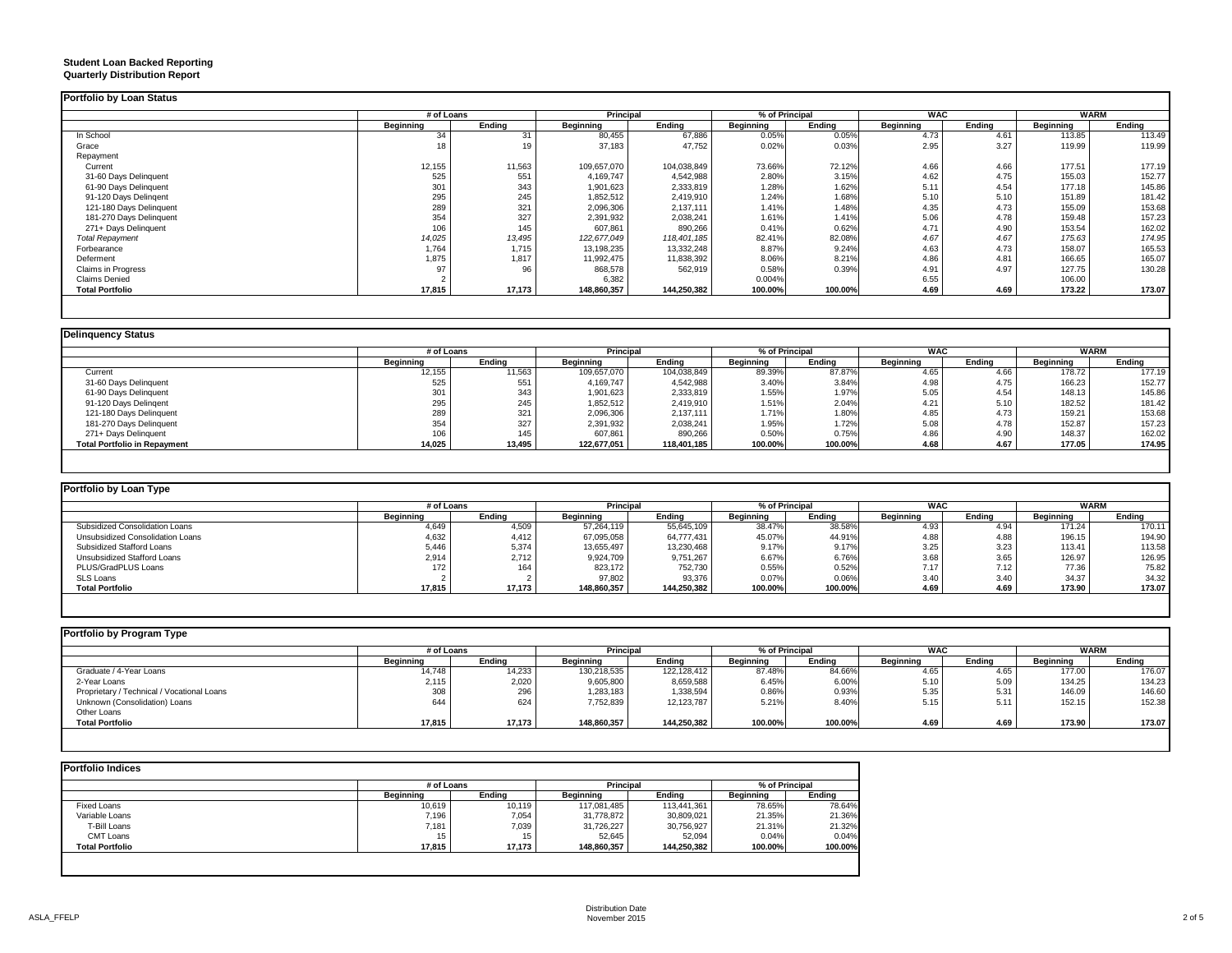**Student Loan Backed Reporting**
**Quarterly Distribution Report**

**Portfolio by Loan Status**

| | # of Loans | | Principal | | % of Principal | | WAC | | WARM | |
|---|---|---|---|---|---|---|---|---|---|---|
| | Beginning | Ending | Beginning | Ending | Beginning | Ending | Beginning | Ending | Beginning | Ending |
| In School | 34 | 31 | 80,455 | 67,886 | 0.05% | 0.05% | 4.73 | 4.61 | 113.85 | 113.49 |
| Grace | 18 | 19 | 37,183 | 47,752 | 0.02% | 0.03% | 2.95 | 3.27 | 119.99 | 119.99 |
| Repayment | | | | | | | | | | |
| Current | 12,155 | 11,563 | 109,657,070 | 104,038,849 | 73.66% | 72.12% | 4.66 | 4.66 | 177.51 | 177.19 |
| 31-60 Days Delinquent | 525 | 551 | 4,169,747 | 4,542,988 | 2.80% | 3.15% | 4.62 | 4.75 | 155.03 | 152.77 |
| 61-90 Days Delinquent | 301 | 343 | 1,901,623 | 2,333,819 | 1.28% | 1.62% | 5.11 | 4.54 | 177.18 | 145.86 |
| 91-120 Days Delingent | 295 | 245 | 1,852,512 | 2,419,910 | 1.24% | 1.68% | 5.10 | 5.10 | 151.89 | 181.42 |
| 121-180 Days Delinquent | 289 | 321 | 2,096,306 | 2,137,111 | 1.41% | 1.48% | 4.35 | 4.73 | 155.09 | 153.68 |
| 181-270 Days Delinquent | 354 | 327 | 2,391,932 | 2,038,241 | 1.61% | 1.41% | 5.06 | 4.78 | 159.48 | 157.23 |
| 271+ Days Delinquent | 106 | 145 | 607,861 | 890,266 | 0.41% | 0.62% | 4.71 | 4.90 | 153.54 | 162.02 |
| *Total Repayment* | *14,025* | *13,495* | *122,677,049* | *118,401,185* | *82.41%* | *82.08%* | *4.67* | *4.67* | *175.63* | *174.95* |
| Forbearance | 1,764 | 1,715 | 13,198,235 | 13,332,248 | 8.87% | 9.24% | 4.63 | 4.73 | 158.07 | 165.53 |
| Deferment | 1,875 | 1,817 | 11,992,475 | 11,838,392 | 8.06% | 8.21% | 4.86 | 4.81 | 166.65 | 165.07 |
| Claims in Progress | 97 | 96 | 868,578 | 562,919 | 0.58% | 0.39% | 4.91 | 4.97 | 127.75 | 130.28 |
| Claims Denied | 2 | | 6,382 | | 0.004% | | 6.55 | | 106.00 | |
| **Total Portfolio** | **17,815** | **17,173** | **148,860,357** | **144,250,382** | **100.00%** | **100.00%** | **4.69** | **4.69** | **173.22** | **173.07** |

**Delinquency Status**

| | # of Loans | | Principal | | % of Principal | | WAC | | WARM | |
|---|---|---|---|---|---|---|---|---|---|---|
| | Beginning | Ending | Beginning | Ending | Beginning | Ending | Beginning | Ending | Beginning | Ending |
| Current | 12,155 | 11,563 | 109,657,070 | 104,038,849 | 89.39% | 87.87% | 4.65 | 4.66 | 178.72 | 177.19 |
| 31-60 Days Delinquent | 525 | 551 | 4,169,747 | 4,542,988 | 3.40% | 3.84% | 4.98 | 4.75 | 166.23 | 152.77 |
| 61-90 Days Delinquent | 301 | 343 | 1,901,623 | 2,333,819 | 1.55% | 1.97% | 5.05 | 4.54 | 148.13 | 145.86 |
| 91-120 Days Delingent | 295 | 245 | 1,852,512 | 2,419,910 | 1.51% | 2.04% | 4.21 | 5.10 | 182.52 | 181.42 |
| 121-180 Days Delinquent | 289 | 321 | 2,096,306 | 2,137,111 | 1.71% | 1.80% | 4.85 | 4.73 | 159.21 | 153.68 |
| 181-270 Days Delinquent | 354 | 327 | 2,391,932 | 2,038,241 | 1.95% | 1.72% | 5.08 | 4.78 | 152.87 | 157.23 |
| 271+ Days Delinquent | 106 | 145 | 607,861 | 890,266 | 0.50% | 0.75% | 4.86 | 4.90 | 148.37 | 162.02 |
| **Total Portfolio in Repayment** | **14,025** | **13,495** | **122,677,051** | **118,401,185** | **100.00%** | **100.00%** | **4.68** | **4.67** | **177.05** | **174.95** |

**Portfolio by Loan Type**

| | # of Loans | | Principal | | % of Principal | | WAC | | WARM | |
|---|---|---|---|---|---|---|---|---|---|---|
| | Beginning | Ending | Beginning | Ending | Beginning | Ending | Beginning | Ending | Beginning | Ending |
| Subsidized Consolidation Loans | 4,649 | 4,509 | 57,264,119 | 55,645,109 | 38.47% | 38.58% | 4.93 | 4.94 | 171.24 | 170.11 |
| Unsubsidized Consolidation Loans | 4,632 | 4,412 | 67,095,058 | 64,777,431 | 45.07% | 44.91% | 4.88 | 4.88 | 196.15 | 194.90 |
| Subsidized Stafford Loans | 5,446 | 5,374 | 13,655,497 | 13,230,468 | 9.17% | 9.17% | 3.25 | 3.23 | 113.41 | 113.58 |
| Unsubsidized Stafford Loans | 2,914 | 2,712 | 9,924,709 | 9,751,267 | 6.67% | 6.76% | 3.68 | 3.65 | 126.97 | 126.95 |
| PLUS/GradPLUS Loans | 172 | 164 | 823,172 | 752,730 | 0.55% | 0.52% | 7.17 | 7.12 | 77.36 | 75.82 |
| SLS Loans | 2 | 2 | 97,802 | 93,376 | 0.07% | 0.06% | 3.40 | 3.40 | 34.37 | 34.32 |
| **Total Portfolio** | **17,815** | **17,173** | **148,860,357** | **144,250,382** | **100.00%** | **100.00%** | **4.69** | **4.69** | **173.90** | **173.07** |

**Portfolio by Program Type**

| | # of Loans | | Principal | | % of Principal | | WAC | | WARM | |
|---|---|---|---|---|---|---|---|---|---|---|
| | Beginning | Ending | Beginning | Ending | Beginning | Ending | Beginning | Ending | Beginning | Ending |
| Graduate / 4-Year Loans | 14,748 | 14,233 | 130,218,535 | 122,128,412 | 87.48% | 84.66% | 4.65 | 4.65 | 177.00 | 176.07 |
| 2-Year Loans | 2,115 | 2,020 | 9,605,800 | 8,659,588 | 6.45% | 6.00% | 5.10 | 5.09 | 134.25 | 134.23 |
| Proprietary / Technical / Vocational Loans | 308 | 296 | 1,283,183 | 1,338,594 | 0.86% | 0.93% | 5.35 | 5.31 | 146.09 | 146.60 |
| Unknown (Consolidation) Loans | 644 | 624 | 7,752,839 | 12,123,787 | 5.21% | 8.40% | 5.15 | 5.11 | 152.15 | 152.38 |
| Other Loans | | | | | | | | | | |
| **Total Portfolio** | **17,815** | **17,173** | **148,860,357** | **144,250,382** | **100.00%** | **100.00%** | **4.69** | **4.69** | **173.90** | **173.07** |

**Portfolio Indices**

| | # of Loans | | Principal | | % of Principal | |
|---|---|---|---|---|---|---|
| | Beginning | Ending | Beginning | Ending | Beginning | Ending |
| Fixed Loans | 10,619 | 10,119 | 117,081,485 | 113,441,361 | 78.65% | 78.64% |
| Variable Loans | 7,196 | 7,054 | 31,778,872 | 30,809,021 | 21.35% | 21.36% |
| T-Bill Loans | 7,181 | 7,039 | 31,726,227 | 30,756,927 | 21.31% | 21.32% |
| CMT Loans | 15 | 15 | 52,645 | 52,094 | 0.04% | 0.04% |
| **Total Portfolio** | **17,815** | **17,173** | **148,860,357** | **144,250,382** | **100.00%** | **100.00%** |

Distribution Date
November 2015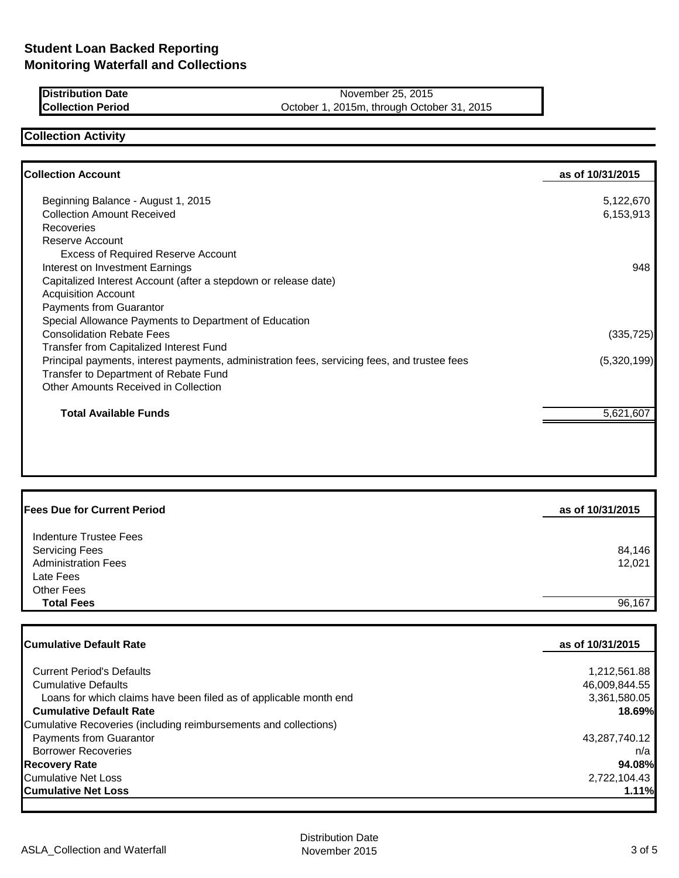# Student Loan Backed Reporting
# Monitoring Waterfall and Collections

| | |
|---|---|
| **Distribution Date** | November 25, 2015 |
| **Collection Period** | October 1, 2015m, through October 31, 2015 |

## Collection Activity

| **Collection Account** | **as of 10/31/2015** |
|---|---|
| Beginning Balance - August 1, 2015 | 5,122,670 |
| Collection Amount Received | 6,153,913 |
| Recoveries | |
| Reserve Account | |
| Excess of Required Reserve Account | |
| Interest on Investment Earnings | 948 |
| Capitalized Interest Account (after a stepdown or release date) | |
| Acquisition Account | |
| Payments from Guarantor | |
| Special Allowance Payments to Department of Education | |
| Consolidation Rebate Fees | (335,725) |
| Transfer from Capitalized Interest Fund | |
| Principal payments, interest payments, administration fees, servicing fees, and trustee fees | (5,320,199) |
| Transfer to Department of Rebate Fund | |
| Other Amounts Received in Collection | |
| **Total Available Funds** | 5,621,607 |

| **Fees Due for Current Period** | **as of 10/31/2015** |
|---|---|
| Indenture Trustee Fees | |
| Servicing Fees | 84,146 |
| Administration Fees | 12,021 |
| Late Fees | |
| Other Fees | |
| **Total Fees** | 96,167 |

| **Cumulative Default Rate** | **as of 10/31/2015** |
|---|---|
| Current Period's Defaults | 1,212,561.88 |
| Cumulative Defaults | 46,009,844.55 |
| Loans for which claims have been filed as of applicable month end | 3,361,580.05 |
| **Cumulative Default Rate** | **18.69%** |
| Cumulative Recoveries (including reimbursements and collections) | |
| Payments from Guarantor | 43,287,740.12 |
| Borrower Recoveries | n/a |
| **Recovery Rate** | **94.08%** |
| Cumulative Net Loss | 2,722,104.43 |
| **Cumulative Net Loss** | **1.11%** |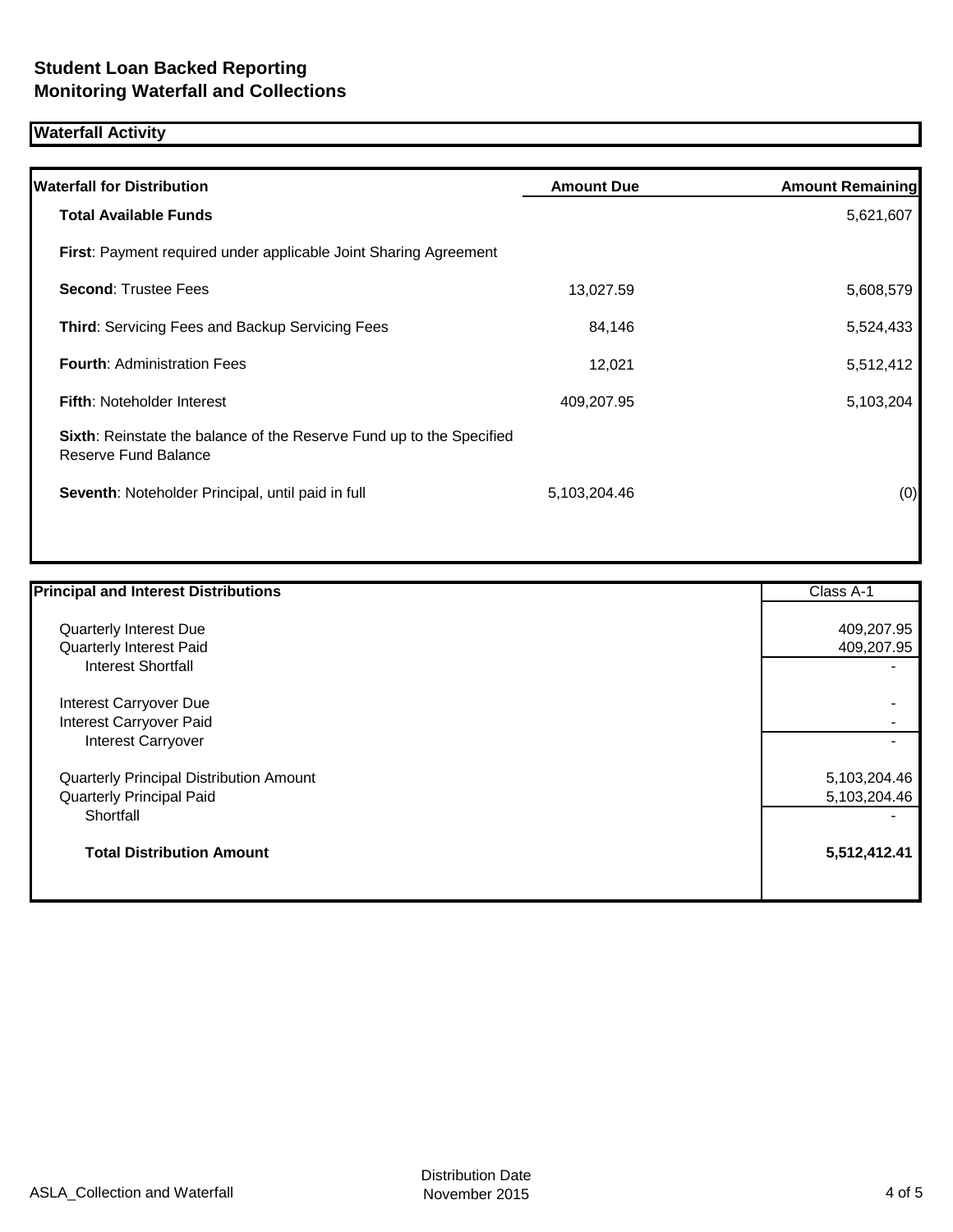# Student Loan Backed Reporting
# Monitoring Waterfall and Collections

## Waterfall Activity

| Waterfall for Distribution | Amount Due | Amount Remaining |
|---|---|---|
| **Total Available Funds** | | 5,621,607 |
| **First**: Payment required under applicable Joint Sharing Agreement | | |
| **Second**: Trustee Fees | 13,027.59 | 5,608,579 |
| **Third**: Servicing Fees and Backup Servicing Fees | 84,146 | 5,524,433 |
| **Fourth**: Administration Fees | 12,021 | 5,512,412 |
| **Fifth**: Noteholder Interest | 409,207.95 | 5,103,204 |
| **Sixth**: Reinstate the balance of the Reserve Fund up to the Specified Reserve Fund Balance | | |
| **Seventh**: Noteholder Principal, until paid in full | 5,103,204.46 | (0) |

| Principal and Interest Distributions | Class A-1 |
|---|---|
| Quarterly Interest Due | 409,207.95 |
| Quarterly Interest Paid | 409,207.95 |
| Interest Shortfall | - |
| Interest Carryover Due | - |
| Interest Carryover Paid | - |
| Interest Carryover | - |
| Quarterly Principal Distribution Amount | 5,103,204.46 |
| Quarterly Principal Paid | 5,103,204.46 |
| Shortfall | - |
| **Total Distribution Amount** | **5,512,412.41** |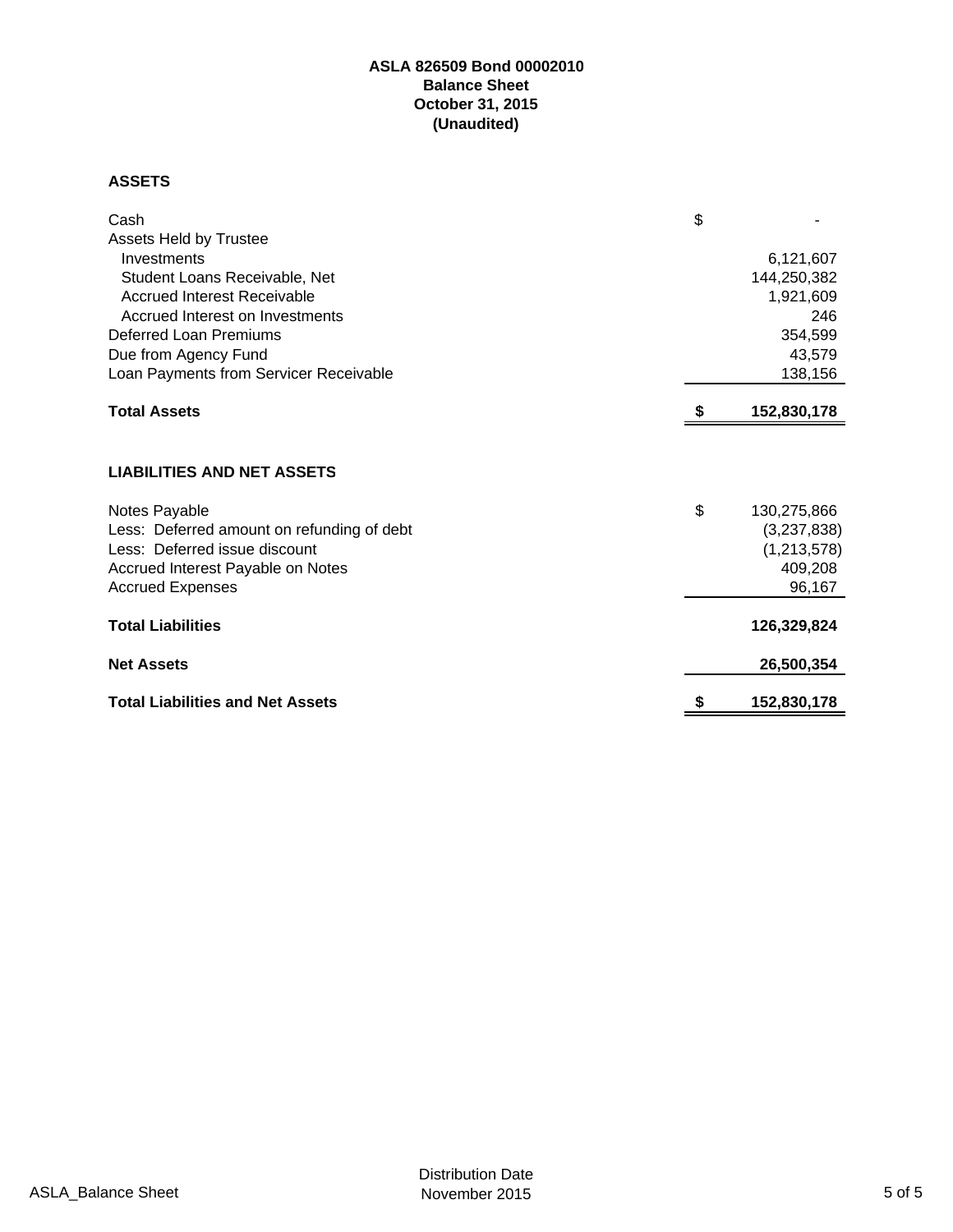# ASLA 826509 Bond 00002010
## Balance Sheet
## October 31, 2015
## (Unaudited)

### ASSETS

| | | |
|---|---|---|
| Cash | $ | - |
| Assets Held by Trustee | | |
| Investments | | 6,121,607 |
| Student Loans Receivable, Net | | 144,250,382 |
| Accrued Interest Receivable | | 1,921,609 |
| Accrued Interest on Investments | | 246 |
| Deferred Loan Premiums | | 354,599 |
| Due from Agency Fund | | 43,579 |
| Loan Payments from Servicer Receivable | | 138,156 |
| **Total Assets** | **$** | **152,830,178** |

### LIABILITIES AND NET ASSETS

| | | |
|---|---|---|
| Notes Payable | $ | 130,275,866 |
| Less: Deferred amount on refunding of debt | | (3,237,838) |
| Less: Deferred issue discount | | (1,213,578) |
| Accrued Interest Payable on Notes | | 409,208 |
| Accrued Expenses | | 96,167 |
| **Total Liabilities** | | **126,329,824** |
| **Net Assets** | | **26,500,354** |
| **Total Liabilities and Net Assets** | **$** | **152,830,178** |

ASLA_Balance Sheet

Distribution Date
November 2015